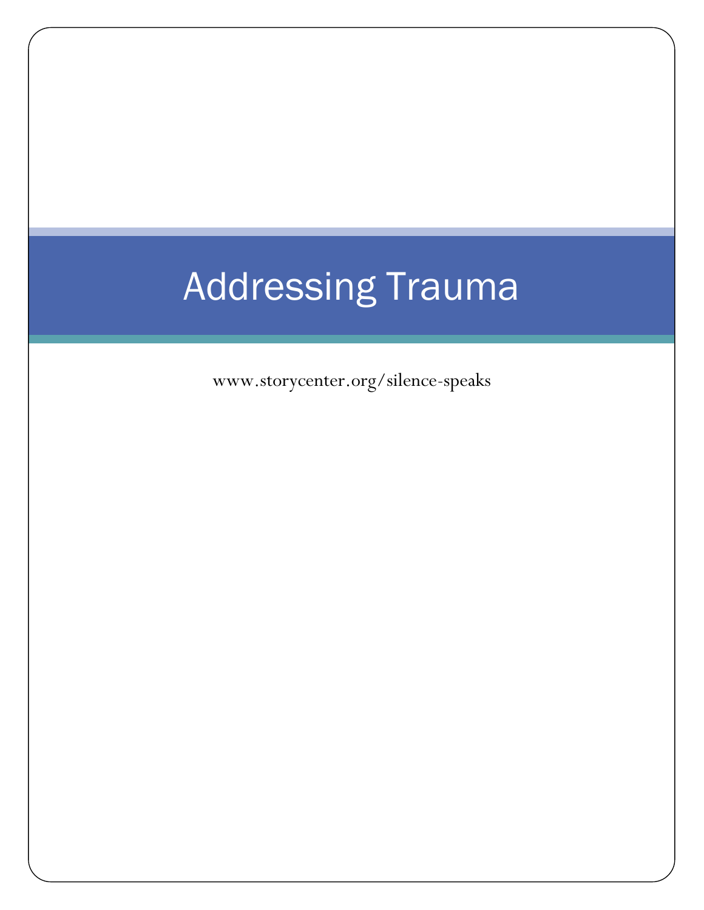# Addressing Trauma

www.storycenter.org/silence-speaks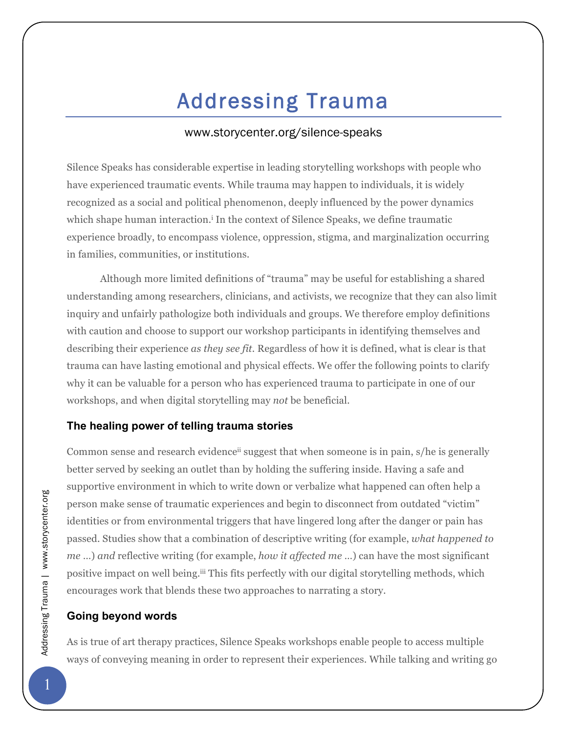# Addressing Trauma

www.storycenter.org/silence-speaks

Silence Speaks has considerable expertise in leading storytelling workshops with people who have experienced traumatic events. While trauma may happen to individuals, it is widely recognized as a social and political phenomenon, deeply influenced by the power dynamics which shape human interaction.[i] In the context of Silence Speaks, we define traumatic experience broadly, to encompass violence, oppression, stigma, and marginalization occurring in families, communities, or institutions.

Although more limited definitions of "trauma" may be useful for establishing a shared understanding among researchers, clinicians, and activists, we recognize that they can also limit inquiry and unfairly pathologize both individuals and groups. We therefore employ definitions with caution and choose to support our workshop participants in identifying themselves and describing their experience *as they see fit*. Regardless of how it is defined, what is clear is that trauma can have lasting emotional and physical effects. We offer the following points to clarify why it can be valuable for a person who has experienced trauma to participate in one of our workshops, and when digital storytelling may *not* be beneficial.

### The healing power of telling trauma stories

Common sense and research evidence[ii] suggest that when someone is in pain, s/he is generally better served by seeking an outlet than by holding the suffering inside. Having a safe and supportive environment in which to write down or verbalize what happened can often help a person make sense of traumatic experiences and begin to disconnect from outdated "victim" identities or from environmental triggers that have lingered long after the danger or pain has passed. Studies show that a combination of descriptive writing (for example, *what happened to me …*) *and* reflective writing (for example, *how it affected me …*) can have the most significant positive impact on well being.[iii] This fits perfectly with our digital storytelling methods, which encourages work that blends these two approaches to narrating a story.

### Going beyond words

As is true of art therapy practices, Silence Speaks workshops enable people to access multiple ways of conveying meaning in order to represent their experiences. While talking and writing go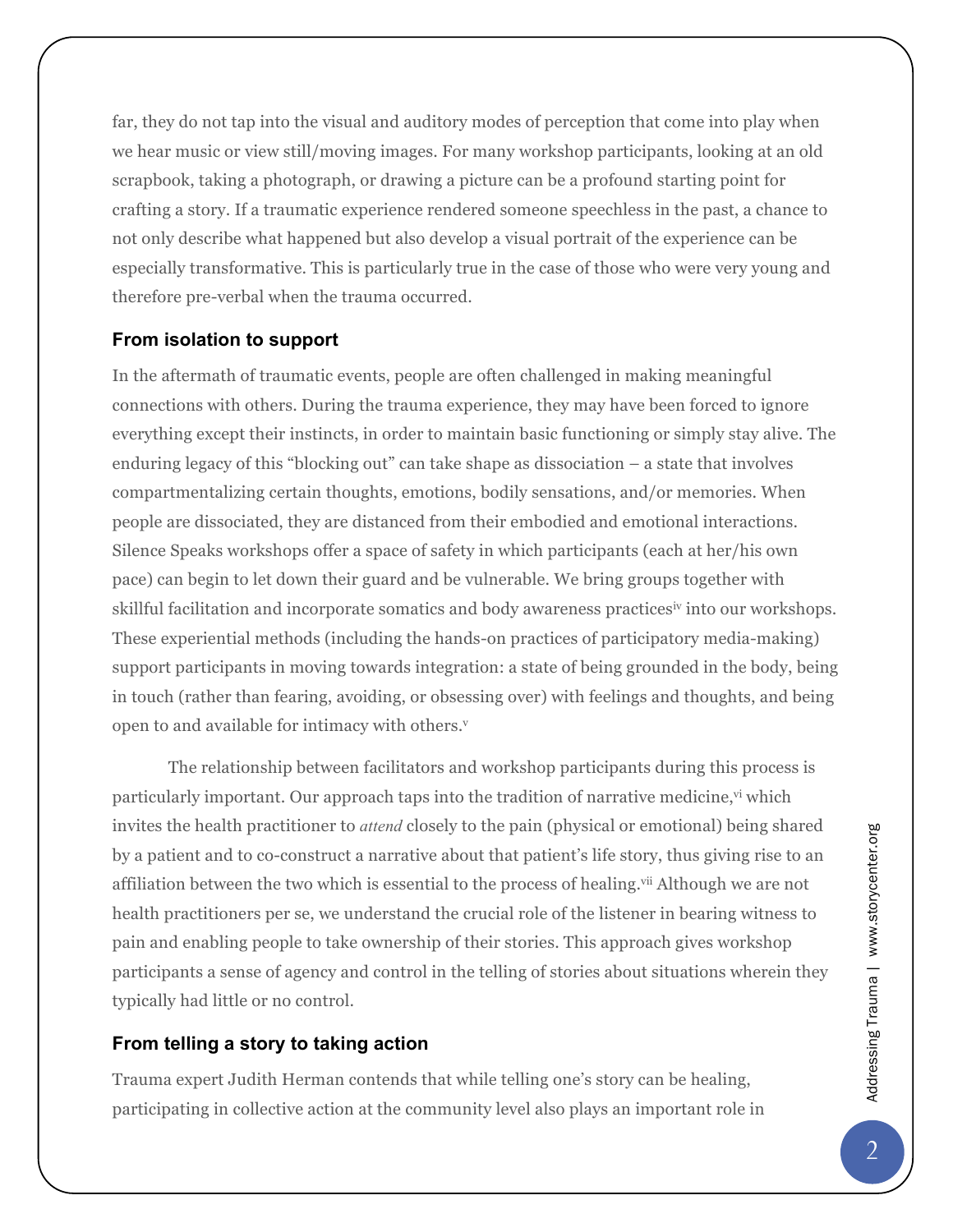far, they do not tap into the visual and auditory modes of perception that come into play when we hear music or view still/moving images. For many workshop participants, looking at an old scrapbook, taking a photograph, or drawing a picture can be a profound starting point for crafting a story. If a traumatic experience rendered someone speechless in the past, a chance to not only describe what happened but also develop a visual portrait of the experience can be especially transformative. This is particularly true in the case of those who were very young and therefore pre-verbal when the trauma occurred.

### From isolation to support

In the aftermath of traumatic events, people are often challenged in making meaningful connections with others. During the trauma experience, they may have been forced to ignore everything except their instincts, in order to maintain basic functioning or simply stay alive. The enduring legacy of this "blocking out" can take shape as dissociation – a state that involves compartmentalizing certain thoughts, emotions, bodily sensations, and/or memories. When people are dissociated, they are distanced from their embodied and emotional interactions. Silence Speaks workshops offer a space of safety in which participants (each at her/his own pace) can begin to let down their guard and be vulnerable. We bring groups together with skillful facilitation and incorporate somatics and body awareness practices[iv] into our workshops. These experiential methods (including the hands-on practices of participatory media-making) support participants in moving towards integration: a state of being grounded in the body, being in touch (rather than fearing, avoiding, or obsessing over) with feelings and thoughts, and being open to and available for intimacy with others.[v]

The relationship between facilitators and workshop participants during this process is particularly important. Our approach taps into the tradition of narrative medicine,[vi] which invites the health practitioner to *attend* closely to the pain (physical or emotional) being shared by a patient and to co-construct a narrative about that patient's life story, thus giving rise to an affiliation between the two which is essential to the process of healing.[vii] Although we are not health practitioners per se, we understand the crucial role of the listener in bearing witness to pain and enabling people to take ownership of their stories. This approach gives workshop participants a sense of agency and control in the telling of stories about situations wherein they typically had little or no control.

### From telling a story to taking action

Trauma expert Judith Herman contends that while telling one's story can be healing, participating in collective action at the community level also plays an important role in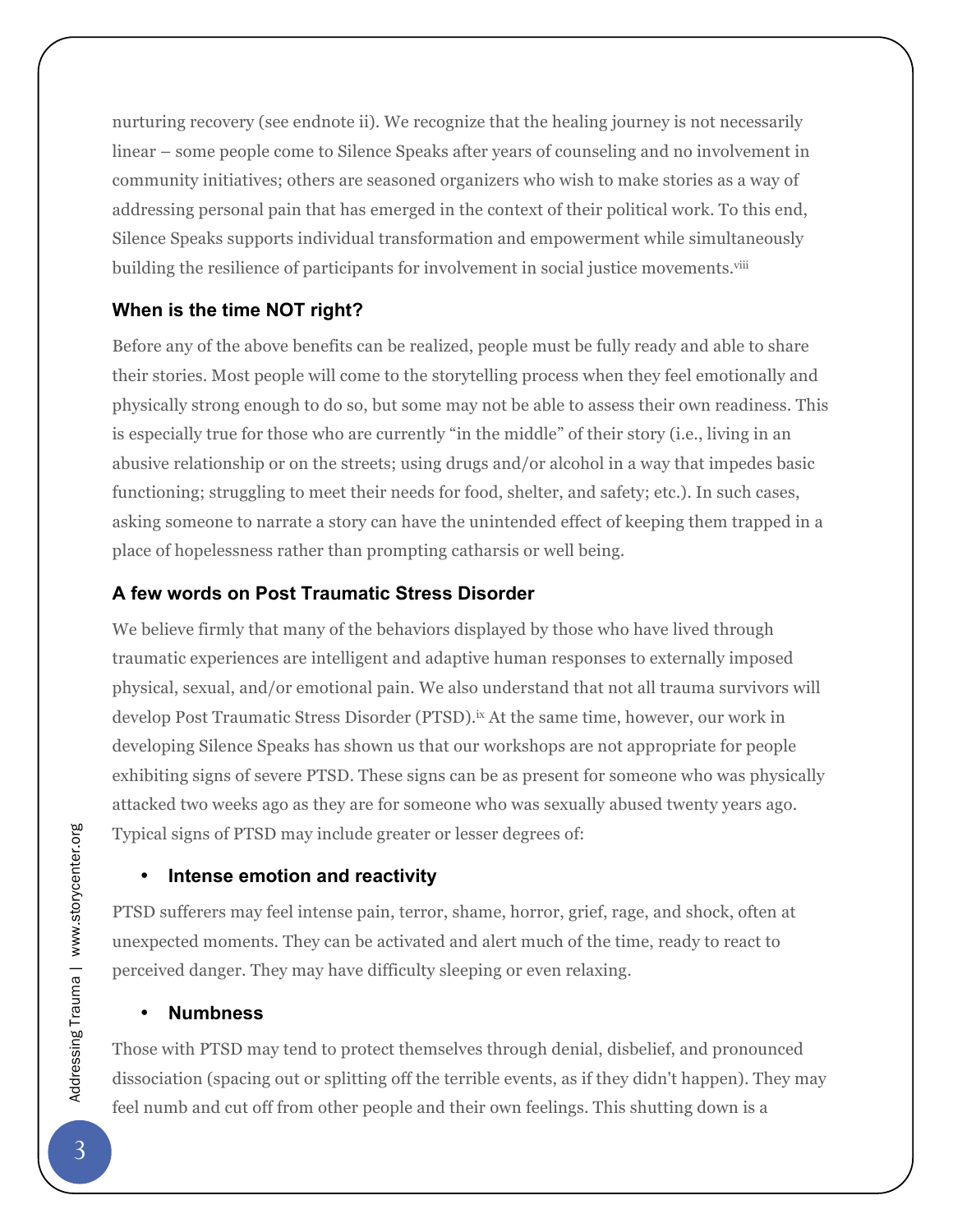nurturing recovery (see endnote ii). We recognize that the healing journey is not necessarily linear – some people come to Silence Speaks after years of counseling and no involvement in community initiatives; others are seasoned organizers who wish to make stories as a way of addressing personal pain that has emerged in the context of their political work. To this end, Silence Speaks supports individual transformation and empowerment while simultaneously building the resilience of participants for involvement in social justice movements.[viii]

### When is the time NOT right?

Before any of the above benefits can be realized, people must be fully ready and able to share their stories. Most people will come to the storytelling process when they feel emotionally and physically strong enough to do so, but some may not be able to assess their own readiness. This is especially true for those who are currently "in the middle" of their story (i.e., living in an abusive relationship or on the streets; using drugs and/or alcohol in a way that impedes basic functioning; struggling to meet their needs for food, shelter, and safety; etc.). In such cases, asking someone to narrate a story can have the unintended effect of keeping them trapped in a place of hopelessness rather than prompting catharsis or well being.

### A few words on Post Traumatic Stress Disorder

We believe firmly that many of the behaviors displayed by those who have lived through traumatic experiences are intelligent and adaptive human responses to externally imposed physical, sexual, and/or emotional pain. We also understand that not all trauma survivors will develop Post Traumatic Stress Disorder (PTSD).[ix] At the same time, however, our work in developing Silence Speaks has shown us that our workshops are not appropriate for people exhibiting signs of severe PTSD. These signs can be as present for someone who was physically attacked two weeks ago as they are for someone who was sexually abused twenty years ago. Typical signs of PTSD may include greater or lesser degrees of:

- **Intense emotion and reactivity**

PTSD sufferers may feel intense pain, terror, shame, horror, grief, rage, and shock, often at unexpected moments. They can be activated and alert much of the time, ready to react to perceived danger. They may have difficulty sleeping or even relaxing.

- **Numbness**

Those with PTSD may tend to protect themselves through denial, disbelief, and pronounced dissociation (spacing out or splitting off the terrible events, as if they didn't happen). They may feel numb and cut off from other people and their own feelings. This shutting down is a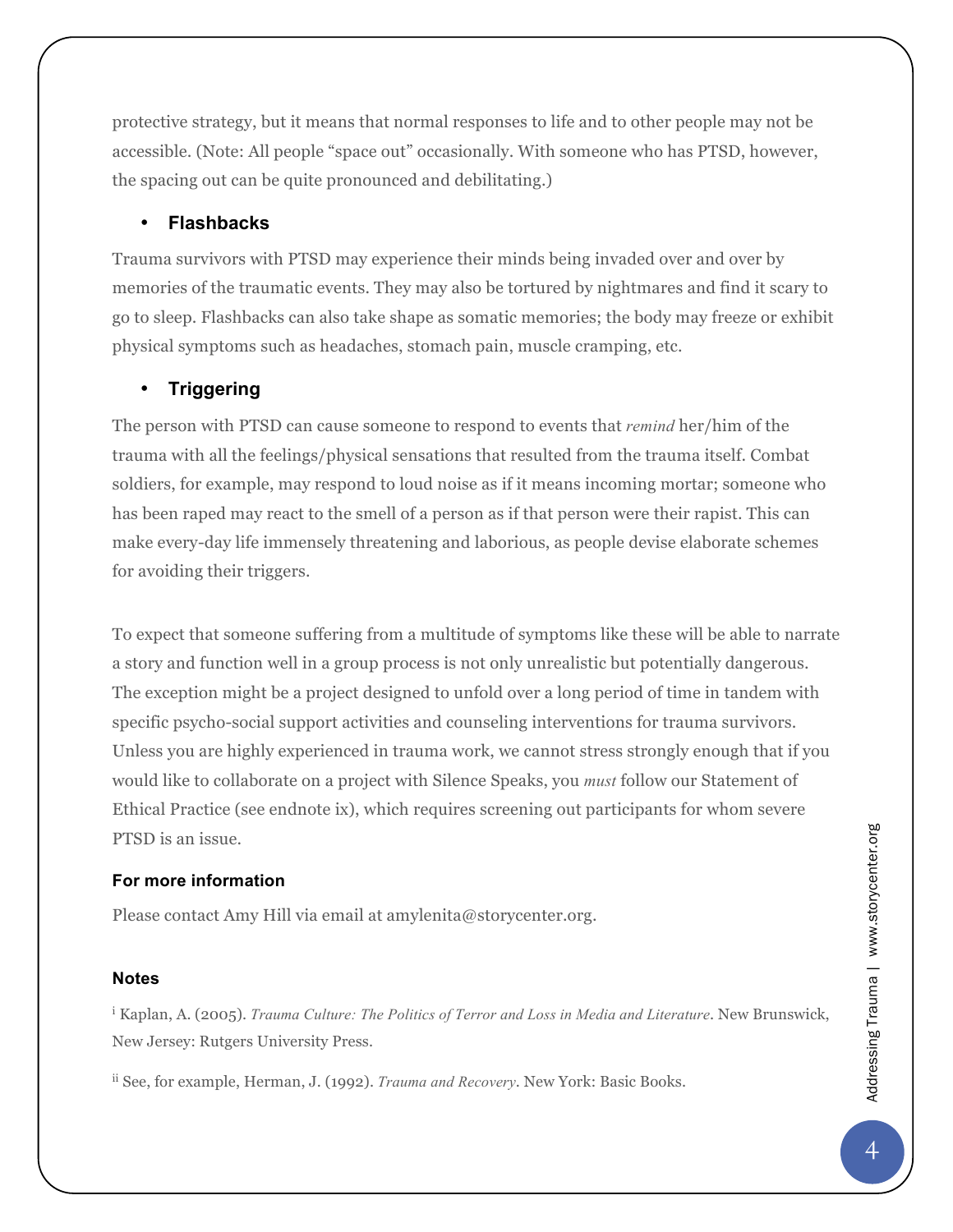protective strategy, but it means that normal responses to life and to other people may not be accessible. (Note: All people "space out" occasionally. With someone who has PTSD, however, the spacing out can be quite pronounced and debilitating.)

- **Flashbacks**

Trauma survivors with PTSD may experience their minds being invaded over and over by memories of the traumatic events. They may also be tortured by nightmares and find it scary to go to sleep. Flashbacks can also take shape as somatic memories; the body may freeze or exhibit physical symptoms such as headaches, stomach pain, muscle cramping, etc.

- **Triggering**

The person with PTSD can cause someone to respond to events that *remind* her/him of the trauma with all the feelings/physical sensations that resulted from the trauma itself. Combat soldiers, for example, may respond to loud noise as if it means incoming mortar; someone who has been raped may react to the smell of a person as if that person were their rapist. This can make every-day life immensely threatening and laborious, as people devise elaborate schemes for avoiding their triggers.

To expect that someone suffering from a multitude of symptoms like these will be able to narrate a story and function well in a group process is not only unrealistic but potentially dangerous. The exception might be a project designed to unfold over a long period of time in tandem with specific psycho-social support activities and counseling interventions for trauma survivors. Unless you are highly experienced in trauma work, we cannot stress strongly enough that if you would like to collaborate on a project with Silence Speaks, you *must* follow our Statement of Ethical Practice (see endnote ix), which requires screening out participants for whom severe PTSD is an issue.

#### For more information

Please contact Amy Hill via email at amylenita@storycenter.org.

#### Notes

[i] Kaplan, A. (2005). *Trauma Culture: The Politics of Terror and Loss in Media and Literature*. New Brunswick, New Jersey: Rutgers University Press.

[ii] See, for example, Herman, J. (1992). *Trauma and Recovery*. New York: Basic Books.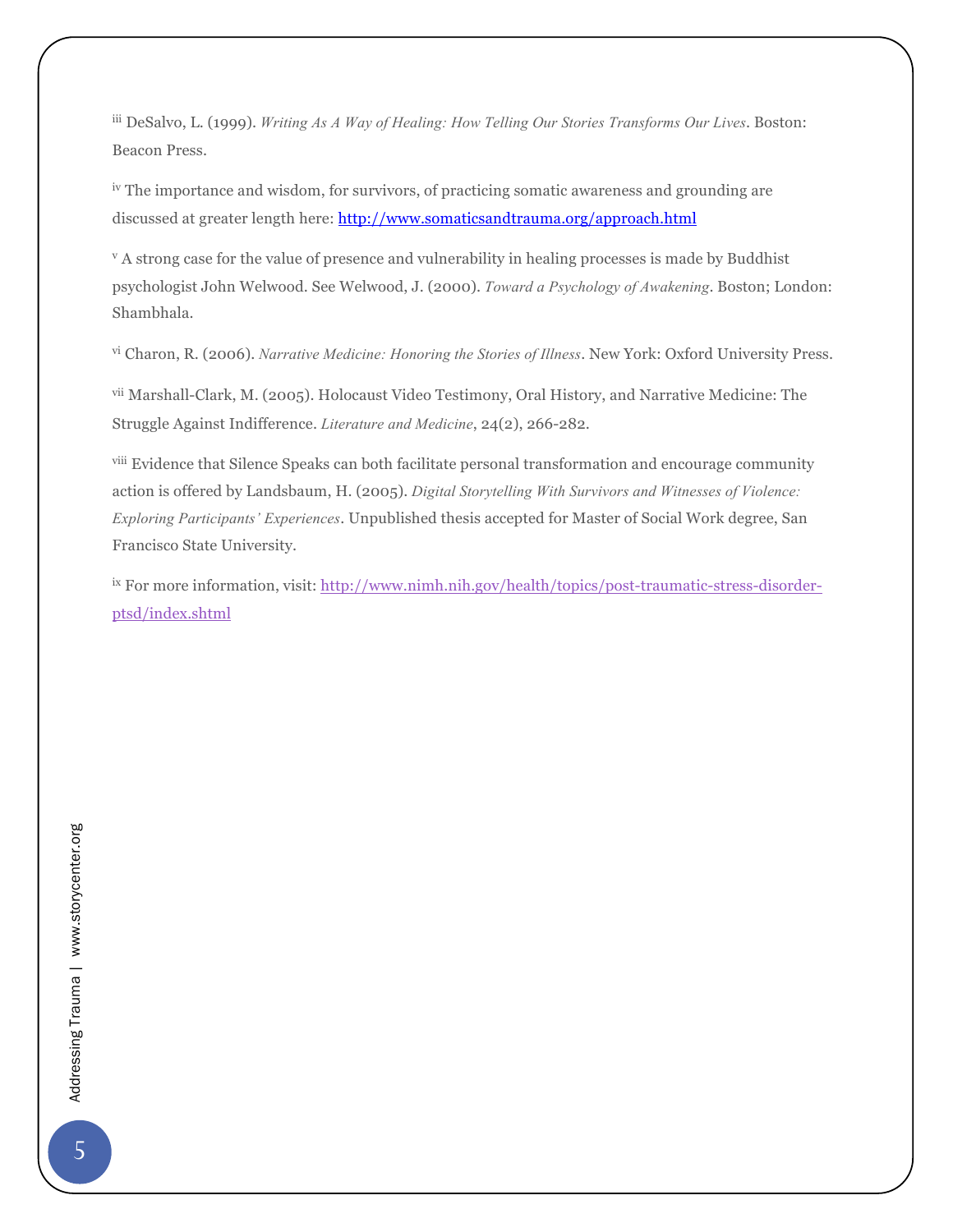[iii] DeSalvo, L. (1999). *Writing As A Way of Healing: How Telling Our Stories Transforms Our Lives*. Boston: Beacon Press.

[iv] The importance and wisdom, for survivors, of practicing somatic awareness and grounding are discussed at greater length here: http://www.somaticsandtrauma.org/approach.html

[v] A strong case for the value of presence and vulnerability in healing processes is made by Buddhist psychologist John Welwood. See Welwood, J. (2000). *Toward a Psychology of Awakening*. Boston; London: Shambhala.

[vi] Charon, R. (2006). *Narrative Medicine: Honoring the Stories of Illness*. New York: Oxford University Press.

[vii] Marshall-Clark, M. (2005). Holocaust Video Testimony, Oral History, and Narrative Medicine: The Struggle Against Indifference. *Literature and Medicine*, 24(2), 266-282.

[viii] Evidence that Silence Speaks can both facilitate personal transformation and encourage community action is offered by Landsbaum, H. (2005). *Digital Storytelling With Survivors and Witnesses of Violence: Exploring Participants' Experiences*. Unpublished thesis accepted for Master of Social Work degree, San Francisco State University.

[ix] For more information, visit: http://www.nimh.nih.gov/health/topics/post-traumatic-stress-disorder-ptsd/index.shtml